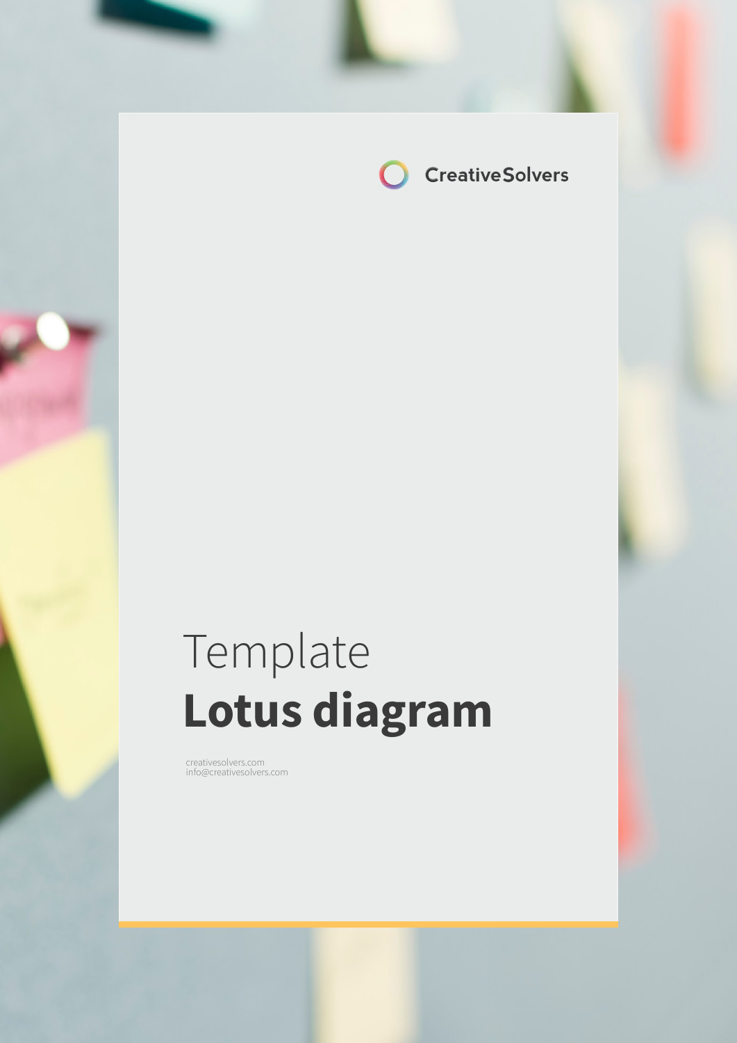CreativeSolvers

# Template
# **Lotus diagram**

creativesolvers.com
info@creativesolvers.com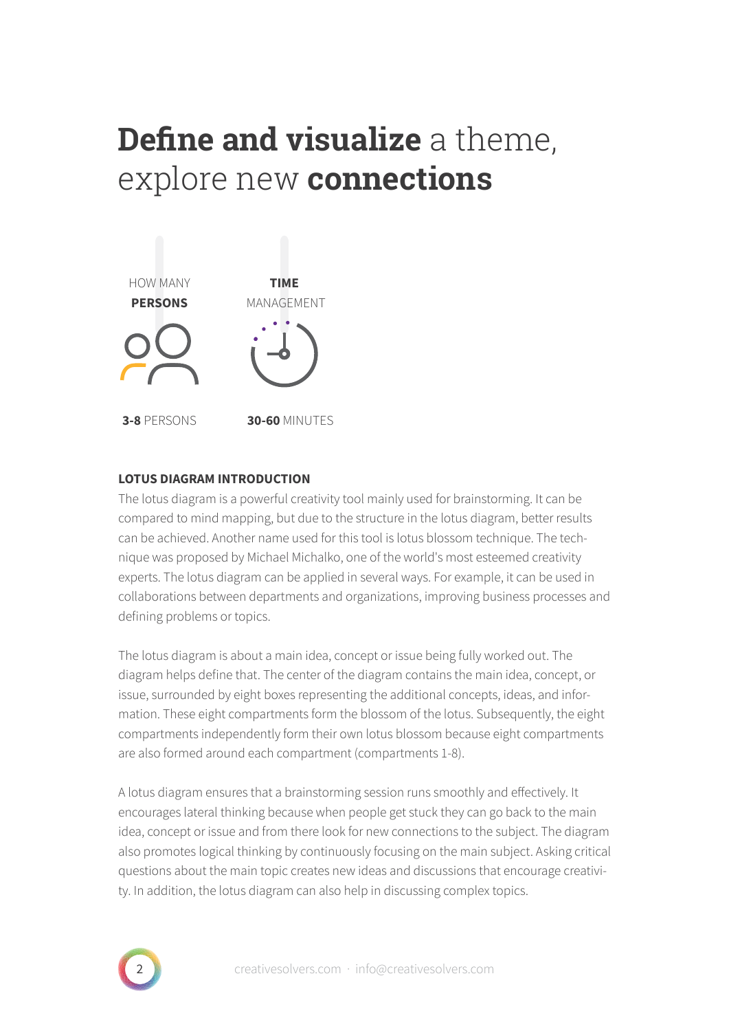# **Define and visualize** a theme, explore new **connections**

HOW MANY **PERSONS**

**3-8** PERSONS

**TIME** MANAGEMENT

**30-60** MINUTES

**LOTUS DIAGRAM INTRODUCTION**

The lotus diagram is a powerful creativity tool mainly used for brainstorming. It can be compared to mind mapping, but due to the structure in the lotus diagram, better results can be achieved. Another name used for this tool is lotus blossom technique. The technique was proposed by Michael Michalko, one of the world's most esteemed creativity experts. The lotus diagram can be applied in several ways. For example, it can be used in collaborations between departments and organizations, improving business processes and defining problems or topics.

The lotus diagram is about a main idea, concept or issue being fully worked out. The diagram helps define that. The center of the diagram contains the main idea, concept, or issue, surrounded by eight boxes representing the additional concepts, ideas, and information. These eight compartments form the blossom of the lotus. Subsequently, the eight compartments independently form their own lotus blossom because eight compartments are also formed around each compartment (compartments 1-8).

A lotus diagram ensures that a brainstorming session runs smoothly and effectively. It encourages lateral thinking because when people get stuck they can go back to the main idea, concept or issue and from there look for new connections to the subject. The diagram also promotes logical thinking by continuously focusing on the main subject. Asking critical questions about the main topic creates new ideas and discussions that encourage creativity. In addition, the lotus diagram can also help in discussing complex topics.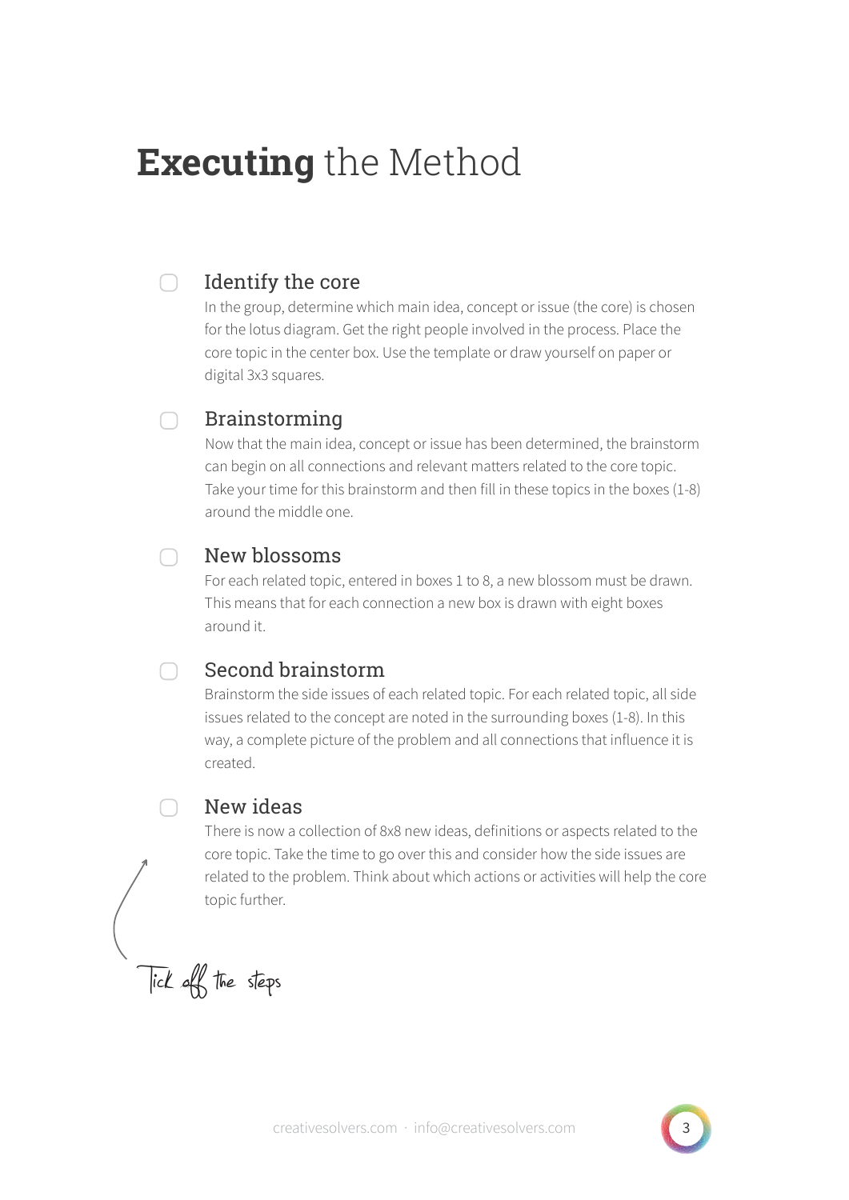# **Executing** the Method

- [ ] **Identify the core**

  In the group, determine which main idea, concept or issue (the core) is chosen for the lotus diagram. Get the right people involved in the process. Place the core topic in the center box. Use the template or draw yourself on paper or digital 3x3 squares.

- [ ] **Brainstorming**

  Now that the main idea, concept or issue has been determined, the brainstorm can begin on all connections and relevant matters related to the core topic. Take your time for this brainstorm and then fill in these topics in the boxes (1-8) around the middle one.

- [ ] **New blossoms**

  For each related topic, entered in boxes 1 to 8, a new blossom must be drawn. This means that for each connection a new box is drawn with eight boxes around it.

- [ ] **Second brainstorm**

  Brainstorm the side issues of each related topic. For each related topic, all side issues related to the concept are noted in the surrounding boxes (1-8). In this way, a complete picture of the problem and all connections that influence it is created.

- [ ] **New ideas**

  There is now a collection of 8x8 new ideas, definitions or aspects related to the core topic. Take the time to go over this and consider how the side issues are related to the problem. Think about which actions or activities will help the core topic further.

Tick off the steps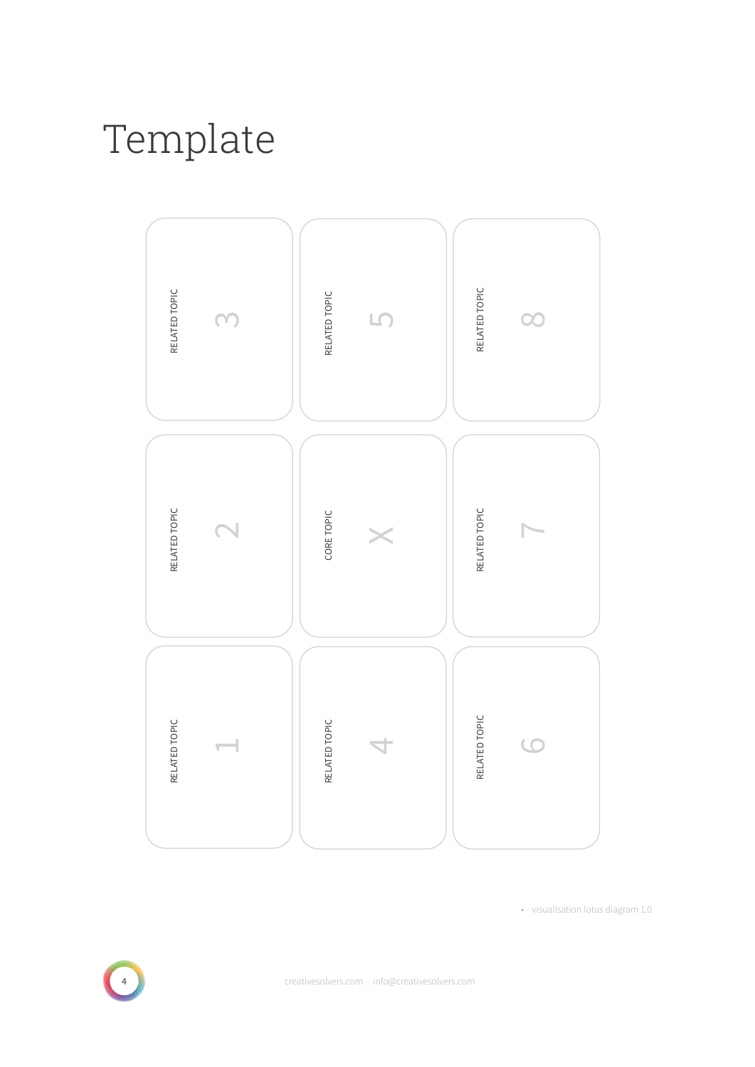# Template

| | | |
|---|---|---|
| RELATED TOPIC 3 | RELATED TOPIC 5 | RELATED TOPIC 8 |
| RELATED TOPIC 2 | CORE TOPIC X | RELATED TOPIC 7 |
| RELATED TOPIC 1 | RELATED TOPIC 4 | RELATED TOPIC 6 |

- visualisation lotus diagram 1.0

creativesolvers.com · info@creativesolvers.com